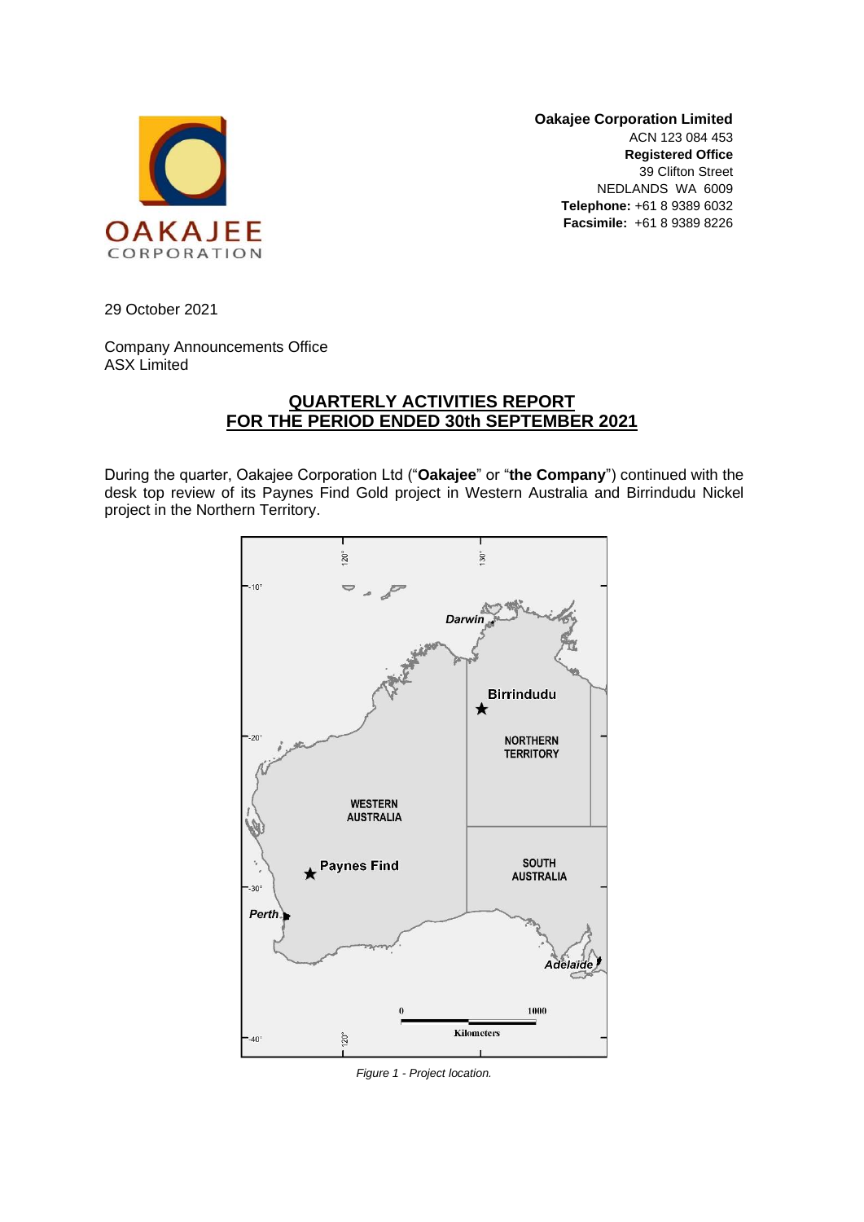**Oakajee Corporation Limited**
ACN 123 084 453
**Registered Office**
39 Clifton Street
NEDLANDS WA 6009
**Telephone:** +61 8 9389 6032
**Facsimile:** +61 8 9389 8226

29 October 2021

Company Announcements Office
ASX Limited

# QUARTERLY ACTIVITIES REPORT FOR THE PERIOD ENDED 30th SEPTEMBER 2021

During the quarter, Oakajee Corporation Ltd ("**Oakajee**" or "**the Company**") continued with the desk top review of its Paynes Find Gold project in Western Australia and Birrindudu Nickel project in the Northern Territory.

*Figure 1 - Project location.*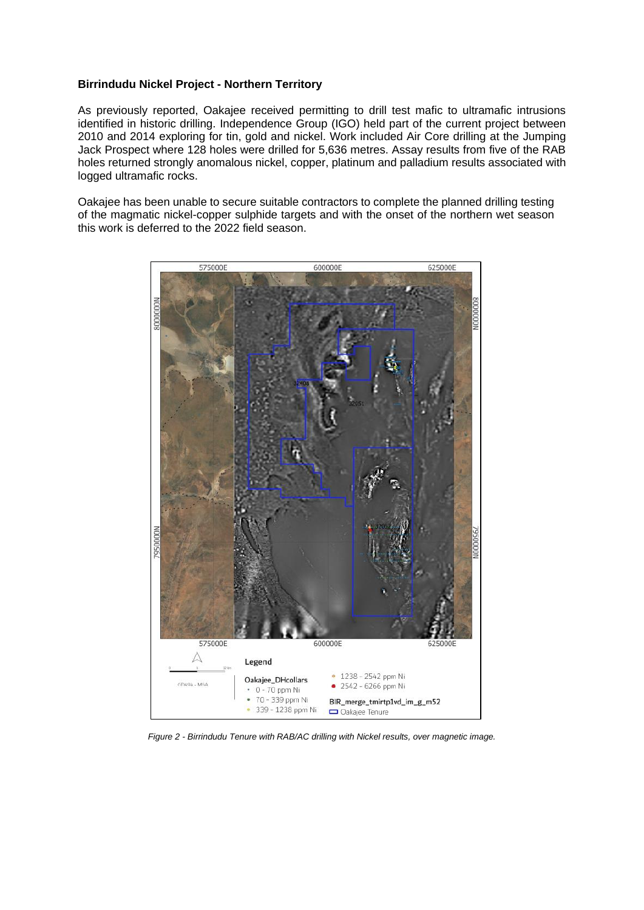**Birrindudu Nickel Project - Northern Territory**

As previously reported, Oakajee received permitting to drill test mafic to ultramafic intrusions identified in historic drilling. Independence Group (IGO) held part of the current project between 2010 and 2014 exploring for tin, gold and nickel. Work included Air Core drilling at the Jumping Jack Prospect where 128 holes were drilled for 5,636 metres. Assay results from five of the RAB holes returned strongly anomalous nickel, copper, platinum and palladium results associated with logged ultramafic rocks.

Oakajee has been unable to secure suitable contractors to complete the planned drilling testing of the magmatic nickel-copper sulphide targets and with the onset of the northern wet season this work is deferred to the 2022 field season.

*Figure 2 - Birrindudu Tenure with RAB/AC drilling with Nickel results, over magnetic image.*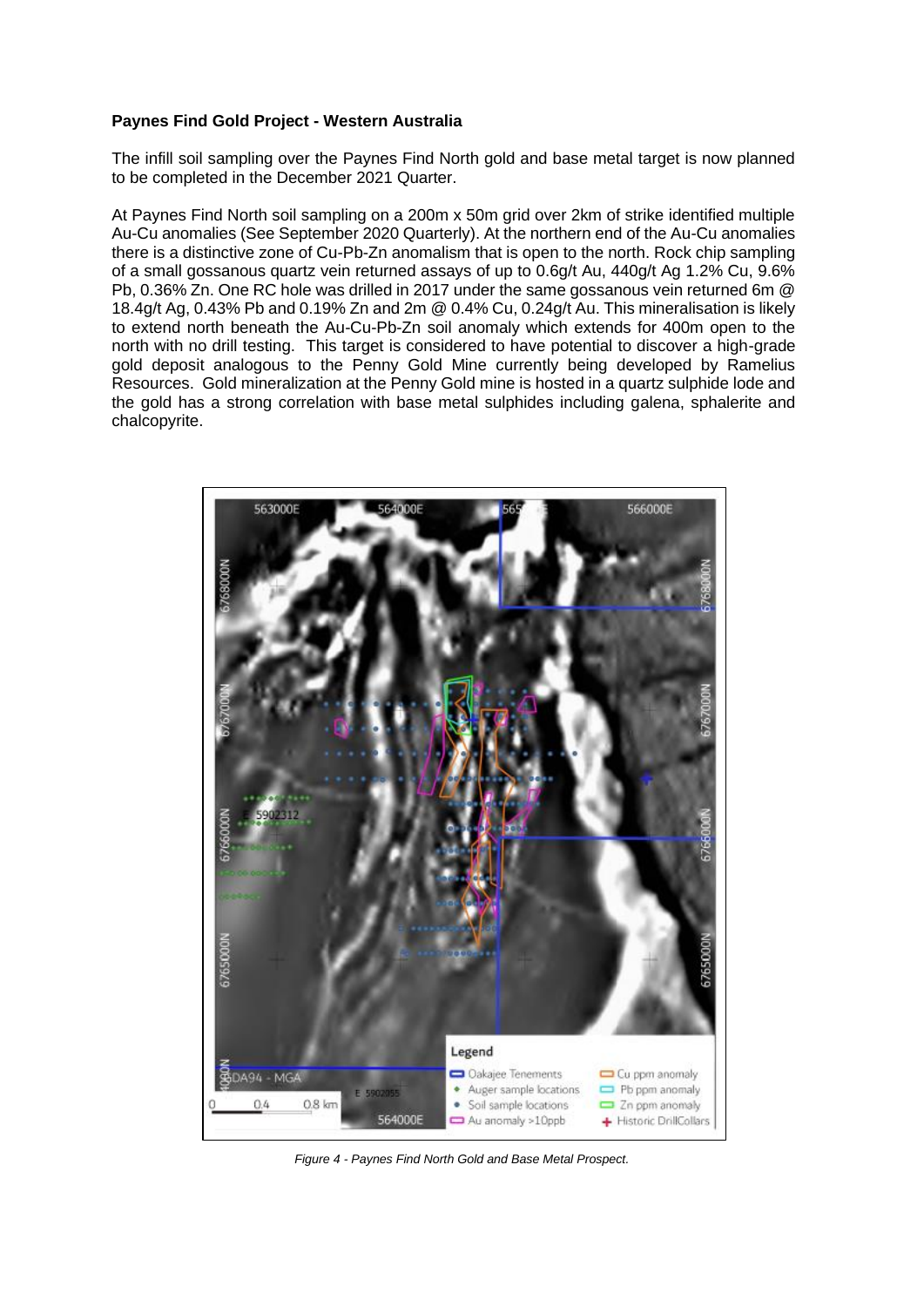**Paynes Find Gold Project - Western Australia**

The infill soil sampling over the Paynes Find North gold and base metal target is now planned to be completed in the December 2021 Quarter.

At Paynes Find North soil sampling on a 200m x 50m grid over 2km of strike identified multiple Au-Cu anomalies (See September 2020 Quarterly). At the northern end of the Au-Cu anomalies there is a distinctive zone of Cu-Pb-Zn anomalism that is open to the north. Rock chip sampling of a small gossanous quartz vein returned assays of up to 0.6g/t Au, 440g/t Ag 1.2% Cu, 9.6% Pb, 0.36% Zn. One RC hole was drilled in 2017 under the same gossanous vein returned 6m @ 18.4g/t Ag, 0.43% Pb and 0.19% Zn and 2m @ 0.4% Cu, 0.24g/t Au. This mineralisation is likely to extend north beneath the Au-Cu-Pb-Zn soil anomaly which extends for 400m open to the north with no drill testing. This target is considered to have potential to discover a high-grade gold deposit analogous to the Penny Gold Mine currently being developed by Ramelius Resources. Gold mineralization at the Penny Gold mine is hosted in a quartz sulphide lode and the gold has a strong correlation with base metal sulphides including galena, sphalerite and chalcopyrite.

*Figure 4 - Paynes Find North Gold and Base Metal Prospect.*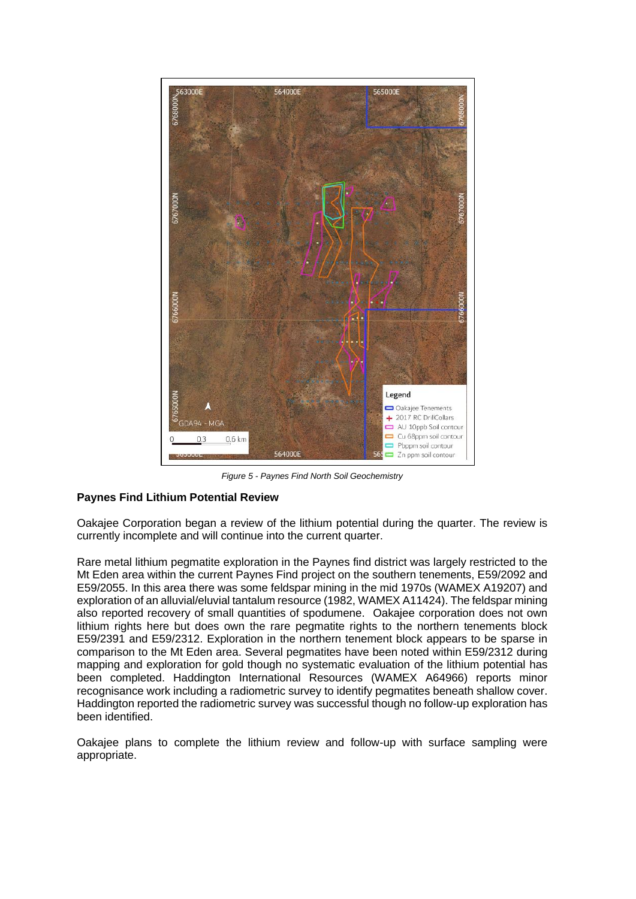*Figure 5 - Paynes Find North Soil Geochemistry*

**Paynes Find Lithium Potential Review**

Oakajee Corporation began a review of the lithium potential during the quarter. The review is currently incomplete and will continue into the current quarter.

Rare metal lithium pegmatite exploration in the Paynes find district was largely restricted to the Mt Eden area within the current Paynes Find project on the southern tenements, E59/2092 and E59/2055. In this area there was some feldspar mining in the mid 1970s (WAMEX A19207) and exploration of an alluvial/eluvial tantalum resource (1982, WAMEX A11424). The feldspar mining also reported recovery of small quantities of spodumene. Oakajee corporation does not own lithium rights here but does own the rare pegmatite rights to the northern tenements block E59/2391 and E59/2312. Exploration in the northern tenement block appears to be sparse in comparison to the Mt Eden area. Several pegmatites have been noted within E59/2312 during mapping and exploration for gold though no systematic evaluation of the lithium potential has been completed. Haddington International Resources (WAMEX A64966) reports minor recognisance work including a radiometric survey to identify pegmatites beneath shallow cover. Haddington reported the radiometric survey was successful though no follow-up exploration has been identified.

Oakajee plans to complete the lithium review and follow-up with surface sampling were appropriate.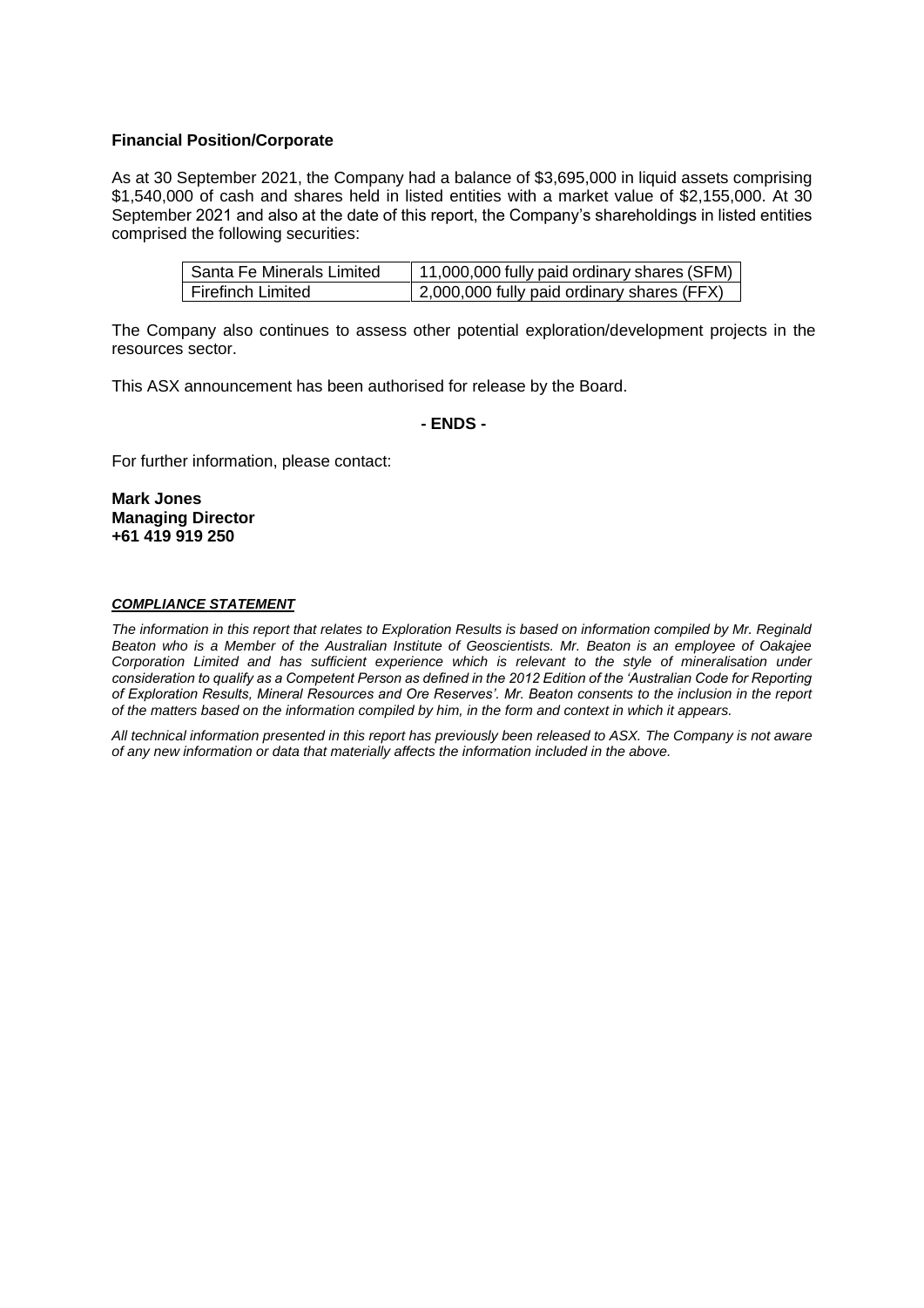**Financial Position/Corporate**

As at 30 September 2021, the Company had a balance of $3,695,000 in liquid assets comprising $1,540,000 of cash and shares held in listed entities with a market value of $2,155,000. At 30 September 2021 and also at the date of this report, the Company's shareholdings in listed entities comprised the following securities:

| Santa Fe Minerals Limited | 11,000,000 fully paid ordinary shares (SFM) |
|---|---|
| Firefinch Limited | 2,000,000 fully paid ordinary shares (FFX) |

The Company also continues to assess other potential exploration/development projects in the resources sector.

This ASX announcement has been authorised for release by the Board.

**- ENDS -**

For further information, please contact:

**Mark Jones**
**Managing Director**
**+61 419 919 250**

***COMPLIANCE STATEMENT***

*The information in this report that relates to Exploration Results is based on information compiled by Mr. Reginald Beaton who is a Member of the Australian Institute of Geoscientists. Mr. Beaton is an employee of Oakajee Corporation Limited and has sufficient experience which is relevant to the style of mineralisation under consideration to qualify as a Competent Person as defined in the 2012 Edition of the 'Australian Code for Reporting of Exploration Results, Mineral Resources and Ore Reserves'. Mr. Beaton consents to the inclusion in the report of the matters based on the information compiled by him, in the form and context in which it appears.*

*All technical information presented in this report has previously been released to ASX. The Company is not aware of any new information or data that materially affects the information included in the above.*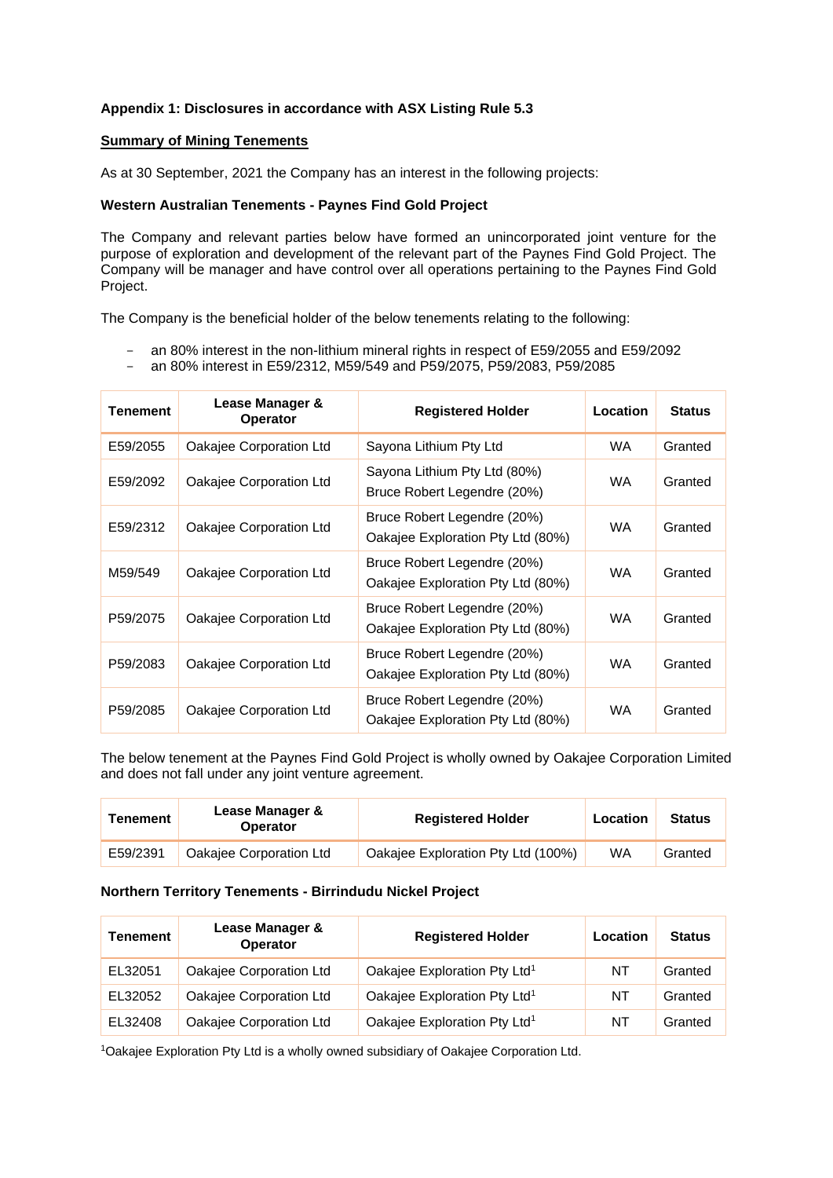**Appendix 1: Disclosures in accordance with ASX Listing Rule 5.3**

**Summary of Mining Tenements**

As at 30 September, 2021 the Company has an interest in the following projects:

**Western Australian Tenements - Paynes Find Gold Project**

The Company and relevant parties below have formed an unincorporated joint venture for the purpose of exploration and development of the relevant part of the Paynes Find Gold Project. The Company will be manager and have control over all operations pertaining to the Paynes Find Gold Project.

The Company is the beneficial holder of the below tenements relating to the following:

- an 80% interest in the non-lithium mineral rights in respect of E59/2055 and E59/2092
- an 80% interest in E59/2312, M59/549 and P59/2075, P59/2083, P59/2085

| Tenement | Lease Manager & Operator | Registered Holder | Location | Status |
|---|---|---|---|---|
| E59/2055 | Oakajee Corporation Ltd | Sayona Lithium Pty Ltd | WA | Granted |
| E59/2092 | Oakajee Corporation Ltd | Sayona Lithium Pty Ltd (80%)<br>Bruce Robert Legendre (20%) | WA | Granted |
| E59/2312 | Oakajee Corporation Ltd | Bruce Robert Legendre (20%)<br>Oakajee Exploration Pty Ltd (80%) | WA | Granted |
| M59/549 | Oakajee Corporation Ltd | Bruce Robert Legendre (20%)<br>Oakajee Exploration Pty Ltd (80%) | WA | Granted |
| P59/2075 | Oakajee Corporation Ltd | Bruce Robert Legendre (20%)<br>Oakajee Exploration Pty Ltd (80%) | WA | Granted |
| P59/2083 | Oakajee Corporation Ltd | Bruce Robert Legendre (20%)<br>Oakajee Exploration Pty Ltd (80%) | WA | Granted |
| P59/2085 | Oakajee Corporation Ltd | Bruce Robert Legendre (20%)<br>Oakajee Exploration Pty Ltd (80%) | WA | Granted |

The below tenement at the Paynes Find Gold Project is wholly owned by Oakajee Corporation Limited and does not fall under any joint venture agreement.

| Tenement | Lease Manager & Operator | Registered Holder | Location | Status |
|---|---|---|---|---|
| E59/2391 | Oakajee Corporation Ltd | Oakajee Exploration Pty Ltd (100%) | WA | Granted |

**Northern Territory Tenements - Birrindudu Nickel Project**

| Tenement | Lease Manager & Operator | Registered Holder | Location | Status |
|---|---|---|---|---|
| EL32051 | Oakajee Corporation Ltd | Oakajee Exploration Pty Ltd[1] | NT | Granted |
| EL32052 | Oakajee Corporation Ltd | Oakajee Exploration Pty Ltd[1] | NT | Granted |
| EL32408 | Oakajee Corporation Ltd | Oakajee Exploration Pty Ltd[1] | NT | Granted |

[1]Oakajee Exploration Pty Ltd is a wholly owned subsidiary of Oakajee Corporation Ltd.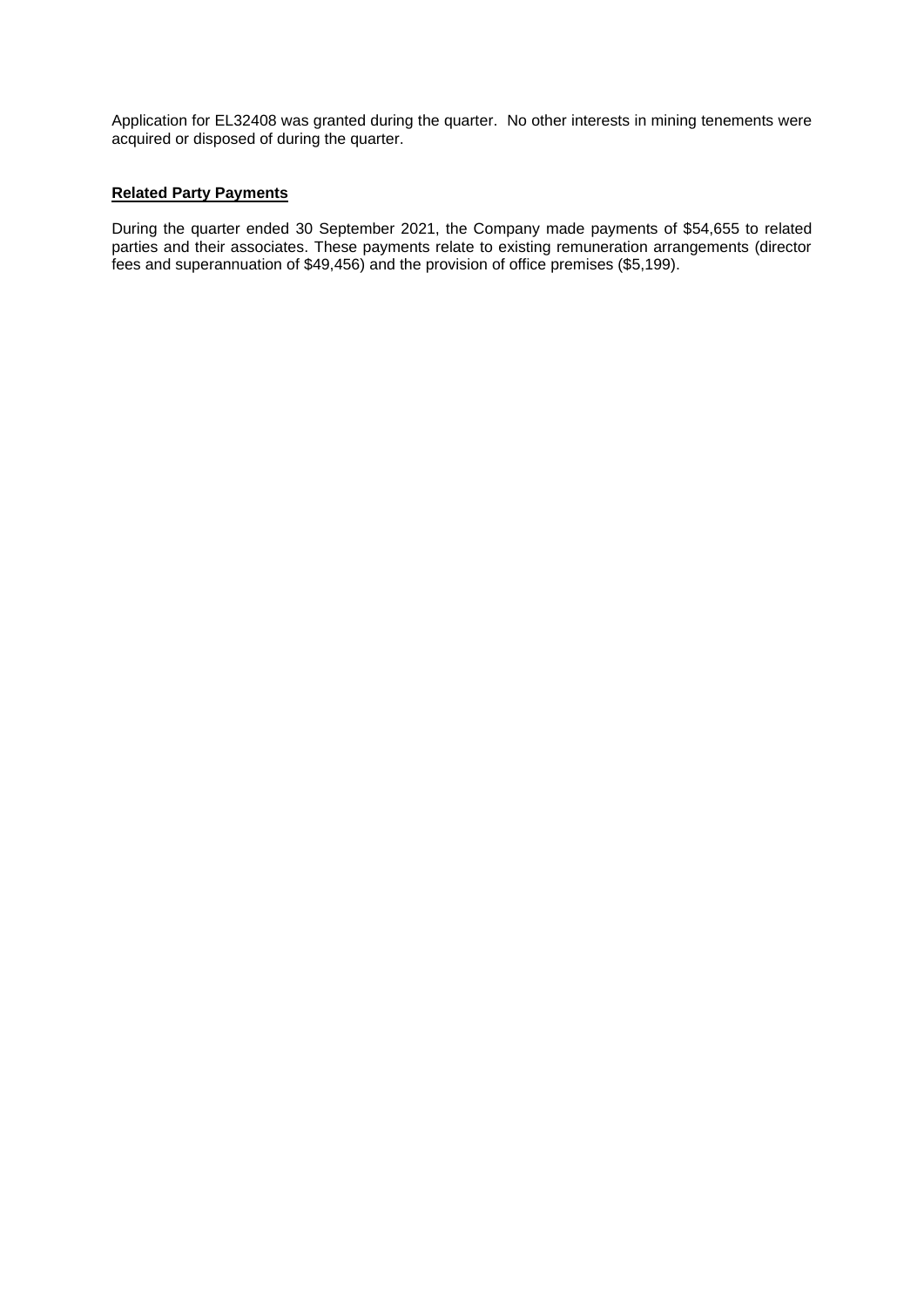Application for EL32408 was granted during the quarter. No other interests in mining tenements were acquired or disposed of during the quarter.

**Related Party Payments**

During the quarter ended 30 September 2021, the Company made payments of $54,655 to related parties and their associates. These payments relate to existing remuneration arrangements (director fees and superannuation of $49,456) and the provision of office premises ($5,199).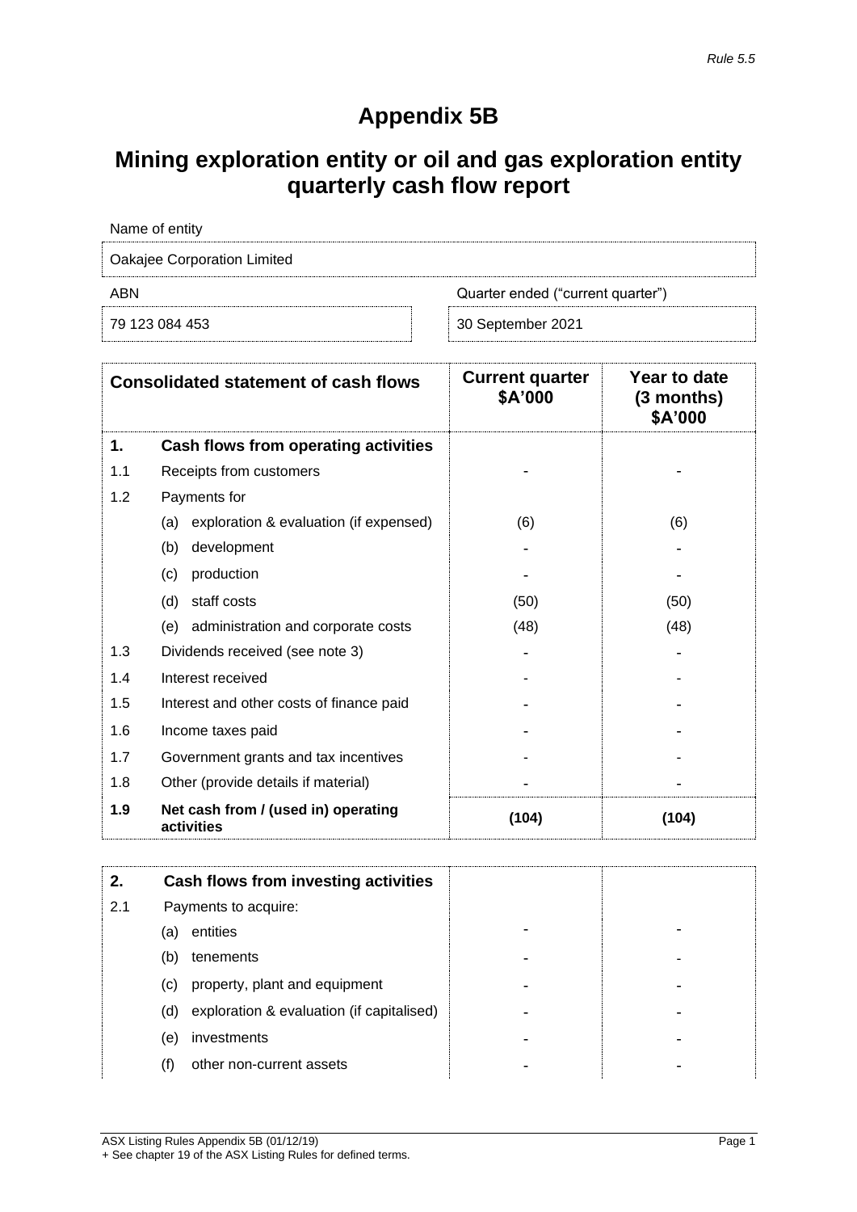*Rule 5.5*

# Appendix 5B

# Mining exploration entity or oil and gas exploration entity quarterly cash flow report

| Name of entity | |
|---|---|
| Oakajee Corporation Limited | |
| ABN | Quarter ended ("current quarter") |
| 79 123 084 453 | 30 September 2021 |

| | Consolidated statement of cash flows | Current quarter $A'000 | Year to date (3 months) $A'000 |
|---|---|---|---|
| **1.** | **Cash flows from operating activities** | | |
| 1.1 | Receipts from customers | - | - |
| 1.2 | Payments for | | |
| | (a) exploration & evaluation (if expensed) | (6) | (6) |
| | (b) development | - | - |
| | (c) production | - | - |
| | (d) staff costs | (50) | (50) |
| | (e) administration and corporate costs | (48) | (48) |
| 1.3 | Dividends received (see note 3) | - | - |
| 1.4 | Interest received | - | - |
| 1.5 | Interest and other costs of finance paid | - | - |
| 1.6 | Income taxes paid | - | - |
| 1.7 | Government grants and tax incentives | - | - |
| 1.8 | Other (provide details if material) | - | - |
| **1.9** | **Net cash from / (used in) operating activities** | **(104)** | **(104)** |

| | | | |
|---|---|---|---|
| **2.** | **Cash flows from investing activities** | | |
| 2.1 | Payments to acquire: | | |
| | (a) entities | - | - |
| | (b) tenements | - | - |
| | (c) property, plant and equipment | - | - |
| | (d) exploration & evaluation (if capitalised) | - | - |
| | (e) investments | - | - |
| | (f) other non-current assets | - | - |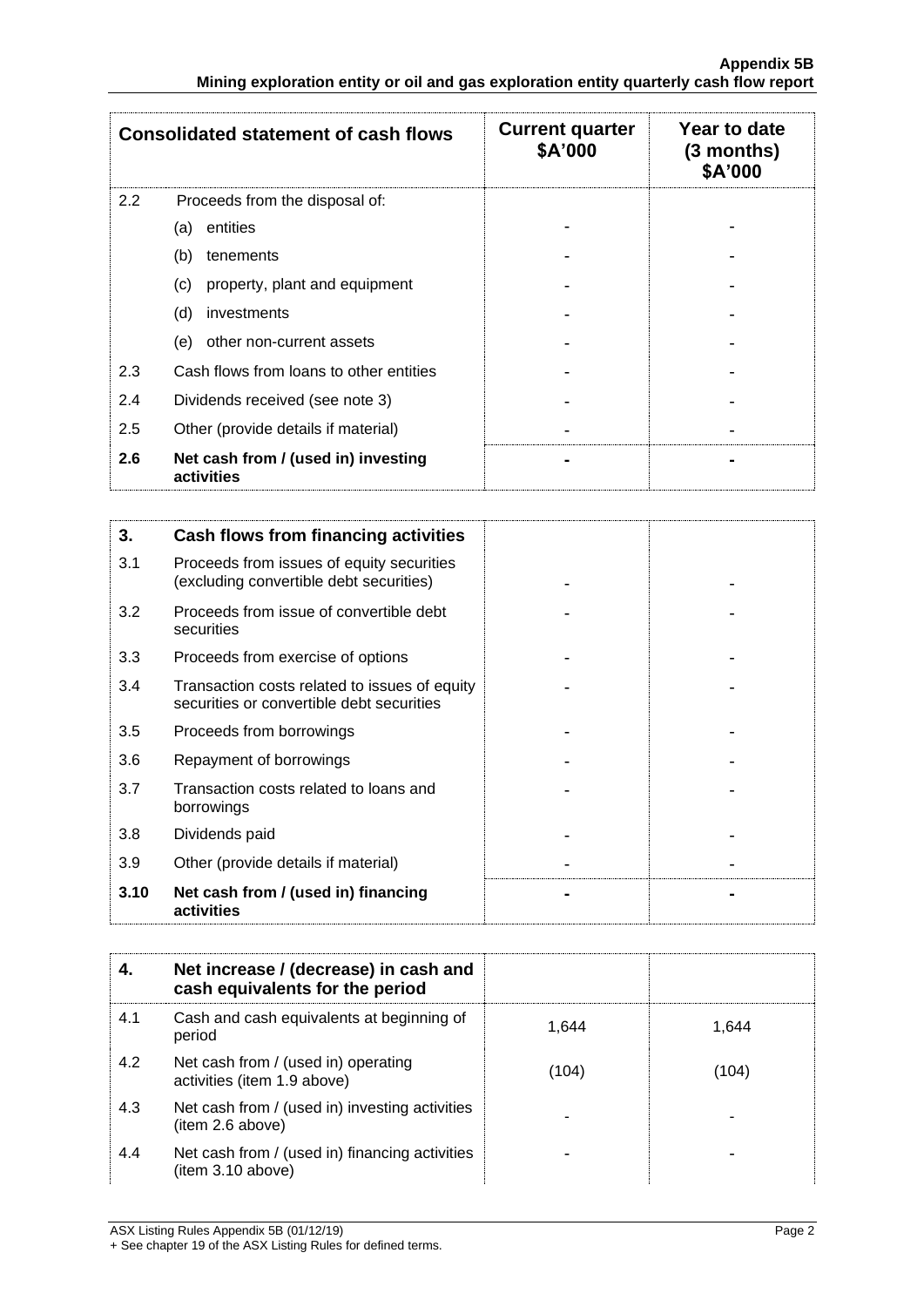| Consolidated statement of cash flows | | Current quarter \$A'000 | Year to date (3 months) \$A'000 |
|---|---|---|---|
| 2.2 | Proceeds from the disposal of: | | |
| | (a) entities | - | - |
| | (b) tenements | - | - |
| | (c) property, plant and equipment | - | - |
| | (d) investments | - | - |
| | (e) other non-current assets | - | - |
| 2.3 | Cash flows from loans to other entities | - | - |
| 2.4 | Dividends received (see note 3) | - | - |
| 2.5 | Other (provide details if material) | - | - |
| **2.6** | **Net cash from / (used in) investing activities** | **-** | **-** |

| | | | |
|---|---|---|---|
| **3.** | **Cash flows from financing activities** | | |
| 3.1 | Proceeds from issues of equity securities (excluding convertible debt securities) | - | - |
| 3.2 | Proceeds from issue of convertible debt securities | - | - |
| 3.3 | Proceeds from exercise of options | - | - |
| 3.4 | Transaction costs related to issues of equity securities or convertible debt securities | - | - |
| 3.5 | Proceeds from borrowings | - | - |
| 3.6 | Repayment of borrowings | - | - |
| 3.7 | Transaction costs related to loans and borrowings | - | - |
| 3.8 | Dividends paid | - | - |
| 3.9 | Other (provide details if material) | - | - |
| **3.10** | **Net cash from / (used in) financing activities** | **-** | **-** |

| | | | |
|---|---|---|---|
| **4.** | **Net increase / (decrease) in cash and cash equivalents for the period** | | |
| 4.1 | Cash and cash equivalents at beginning of period | 1,644 | 1,644 |
| 4.2 | Net cash from / (used in) operating activities (item 1.9 above) | (104) | (104) |
| 4.3 | Net cash from / (used in) investing activities (item 2.6 above) | - | - |
| 4.4 | Net cash from / (used in) financing activities (item 3.10 above) | - | - |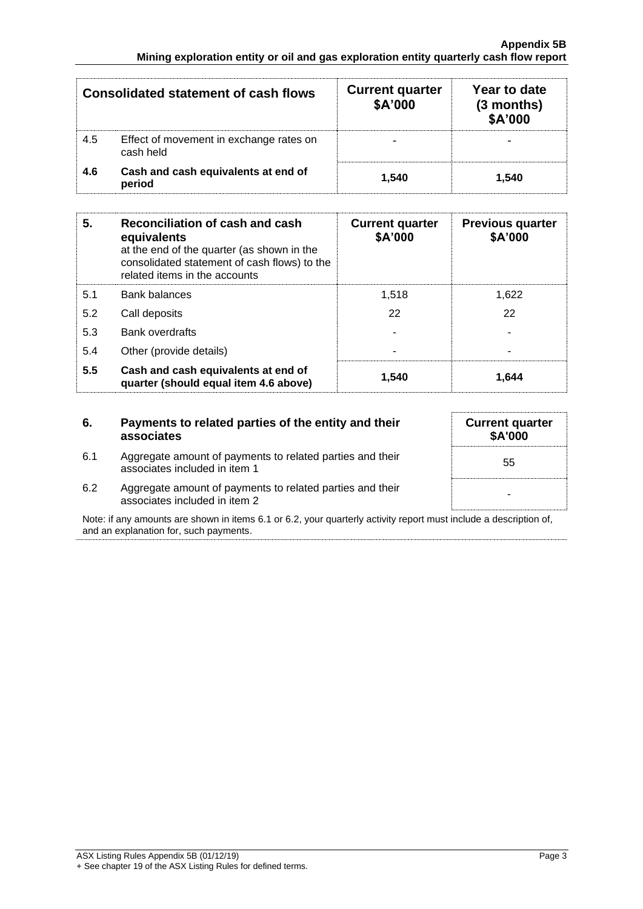| Consolidated statement of cash flows | | Current quarter $A'000 | Year to date (3 months) $A'000 |
|---|---|---|---|
| 4.5 | Effect of movement in exchange rates on cash held | - | - |
| **4.6** | **Cash and cash equivalents at end of period** | **1,540** | **1,540** |

| **5.** | **Reconciliation of cash and cash equivalents** at the end of the quarter (as shown in the consolidated statement of cash flows) to the related items in the accounts | **Current quarter $A'000** | **Previous quarter $A'000** |
|---|---|---|---|
| 5.1 | Bank balances | 1,518 | 1,622 |
| 5.2 | Call deposits | 22 | 22 |
| 5.3 | Bank overdrafts | - | - |
| 5.4 | Other (provide details) | - | - |
| **5.5** | **Cash and cash equivalents at end of quarter (should equal item 4.6 above)** | **1,540** | **1,644** |

| **6.** | **Payments to related parties of the entity and their associates** | **Current quarter $A'000** |
|---|---|---|
| 6.1 | Aggregate amount of payments to related parties and their associates included in item 1 | 55 |
| 6.2 | Aggregate amount of payments to related parties and their associates included in item 2 | - |

Note: if any amounts are shown in items 6.1 or 6.2, your quarterly activity report must include a description of, and an explanation for, such payments.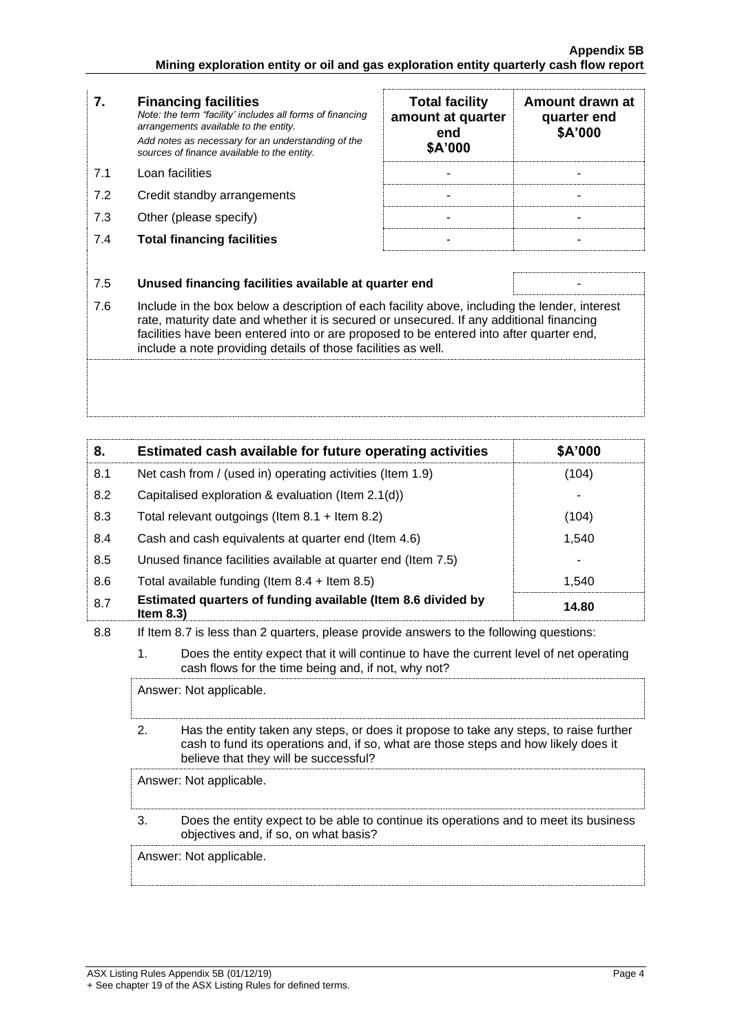| 7. | **Financing facilities**<br>*Note: the term "facility' includes all forms of financing arrangements available to the entity.*<br>*Add notes as necessary for an understanding of the sources of finance available to the entity.* | **Total facility amount at quarter end $A'000** | **Amount drawn at quarter end $A'000** |
|---|---|---|---|
| 7.1 | Loan facilities | - | - |
| 7.2 | Credit standby arrangements | - | - |
| 7.3 | Other (please specify) | - | - |
| 7.4 | **Total financing facilities** | - | - |

| | | |
|---|---|---|
| 7.5 | **Unused financing facilities available at quarter end** | - |
| 7.6 | Include in the box below a description of each facility above, including the lender, interest rate, maturity date and whether it is secured or unsecured. If any additional financing facilities have been entered into or are proposed to be entered into after quarter end, include a note providing details of those facilities as well. | |

| 8. | **Estimated cash available for future operating activities** | **$A'000** |
|---|---|---|
| 8.1 | Net cash from / (used in) operating activities (Item 1.9) | (104) |
| 8.2 | Capitalised exploration & evaluation (Item 2.1(d)) | - |
| 8.3 | Total relevant outgoings (Item 8.1 + Item 8.2) | (104) |
| 8.4 | Cash and cash equivalents at quarter end (Item 4.6) | 1,540 |
| 8.5 | Unused finance facilities available at quarter end (Item 7.5) | - |
| 8.6 | Total available funding (Item 8.4 + Item 8.5) | 1,540 |
| 8.7 | **Estimated quarters of funding available (Item 8.6 divided by Item 8.3)** | **14.80** |

8.8 If Item 8.7 is less than 2 quarters, please provide answers to the following questions:

1. Does the entity expect that it will continue to have the current level of net operating cash flows for the time being and, if not, why not?

   Answer: Not applicable.

2. Has the entity taken any steps, or does it propose to take any steps, to raise further cash to fund its operations and, if so, what are those steps and how likely does it believe that they will be successful?

   Answer: Not applicable.

3. Does the entity expect to be able to continue its operations and to meet its business objectives and, if so, on what basis?

   Answer: Not applicable.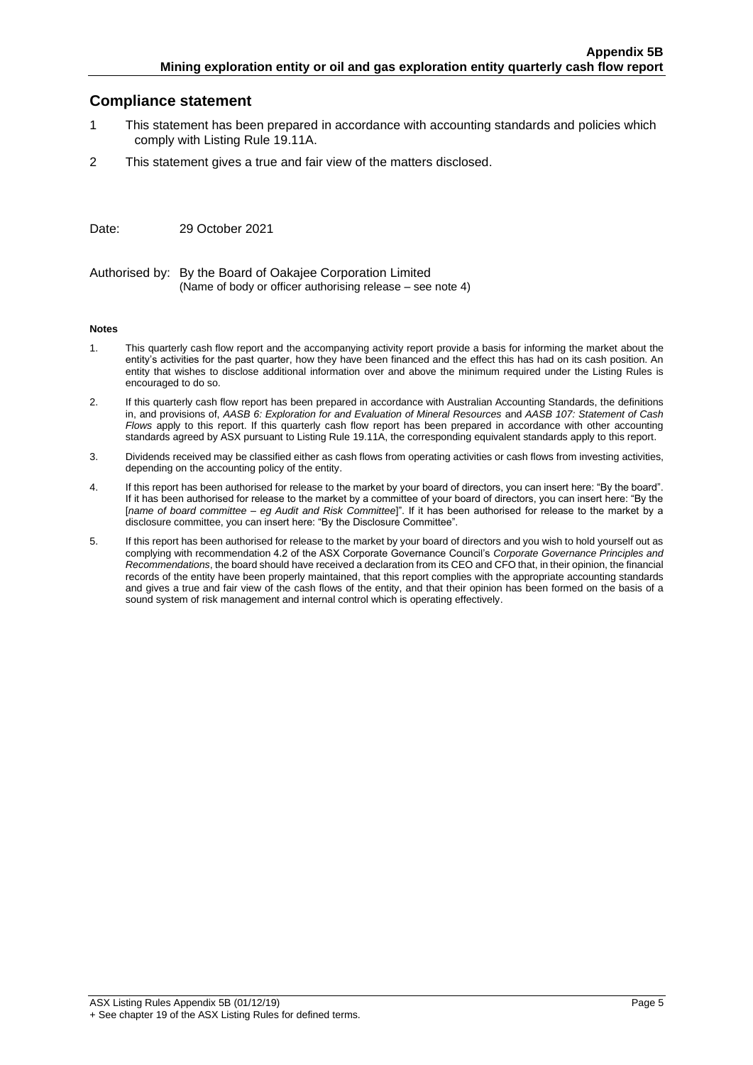## Compliance statement

1 This statement has been prepared in accordance with accounting standards and policies which comply with Listing Rule 19.11A.

2 This statement gives a true and fair view of the matters disclosed.

Date: 29 October 2021

Authorised by: By the Board of Oakajee Corporation Limited
(Name of body or officer authorising release – see note 4)

**Notes**

1. This quarterly cash flow report and the accompanying activity report provide a basis for informing the market about the entity's activities for the past quarter, how they have been financed and the effect this has had on its cash position. An entity that wishes to disclose additional information over and above the minimum required under the Listing Rules is encouraged to do so.

2. If this quarterly cash flow report has been prepared in accordance with Australian Accounting Standards, the definitions in, and provisions of, *AASB 6: Exploration for and Evaluation of Mineral Resources* and *AASB 107: Statement of Cash Flows* apply to this report. If this quarterly cash flow report has been prepared in accordance with other accounting standards agreed by ASX pursuant to Listing Rule 19.11A, the corresponding equivalent standards apply to this report.

3. Dividends received may be classified either as cash flows from operating activities or cash flows from investing activities, depending on the accounting policy of the entity.

4. If this report has been authorised for release to the market by your board of directors, you can insert here: "By the board". If it has been authorised for release to the market by a committee of your board of directors, you can insert here: "By the [*name of board committee – eg Audit and Risk Committee*]". If it has been authorised for release to the market by a disclosure committee, you can insert here: "By the Disclosure Committee".

5. If this report has been authorised for release to the market by your board of directors and you wish to hold yourself out as complying with recommendation 4.2 of the ASX Corporate Governance Council's *Corporate Governance Principles and Recommendations*, the board should have received a declaration from its CEO and CFO that, in their opinion, the financial records of the entity have been properly maintained, that this report complies with the appropriate accounting standards and gives a true and fair view of the cash flows of the entity, and that their opinion has been formed on the basis of a sound system of risk management and internal control which is operating effectively.